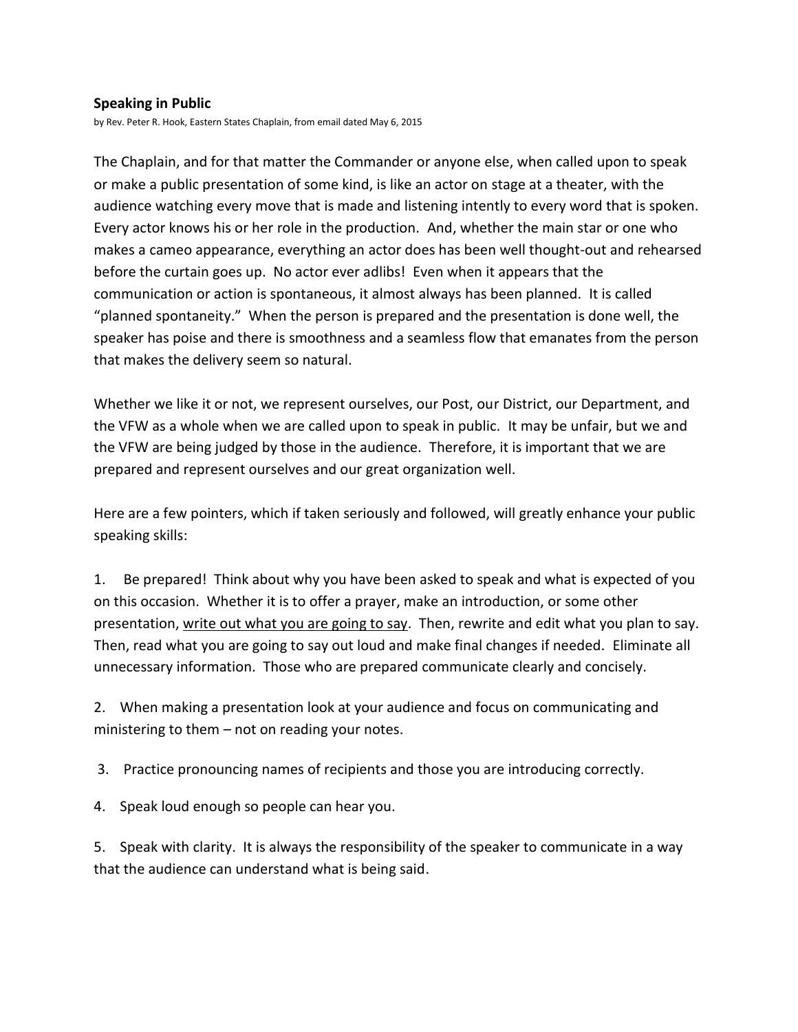**Speaking in Public**

by Rev. Peter R. Hook, Eastern States Chaplain, from email dated May 6, 2015

The Chaplain, and for that matter the Commander or anyone else, when called upon to speak or make a public presentation of some kind, is like an actor on stage at a theater, with the audience watching every move that is made and listening intently to every word that is spoken. Every actor knows his or her role in the production. And, whether the main star or one who makes a cameo appearance, everything an actor does has been well thought-out and rehearsed before the curtain goes up. No actor ever adlibs! Even when it appears that the communication or action is spontaneous, it almost always has been planned. It is called "planned spontaneity." When the person is prepared and the presentation is done well, the speaker has poise and there is smoothness and a seamless flow that emanates from the person that makes the delivery seem so natural.

Whether we like it or not, we represent ourselves, our Post, our District, our Department, and the VFW as a whole when we are called upon to speak in public. It may be unfair, but we and the VFW are being judged by those in the audience. Therefore, it is important that we are prepared and represent ourselves and our great organization well.

Here are a few pointers, which if taken seriously and followed, will greatly enhance your public speaking skills:

1. Be prepared! Think about why you have been asked to speak and what is expected of you on this occasion. Whether it is to offer a prayer, make an introduction, or some other presentation, <u>write out what you are going to say</u>. Then, rewrite and edit what you plan to say. Then, read what you are going to say out loud and make final changes if needed. Eliminate all unnecessary information. Those who are prepared communicate clearly and concisely.

2. When making a presentation look at your audience and focus on communicating and ministering to them – not on reading your notes.

3. Practice pronouncing names of recipients and those you are introducing correctly.

4. Speak loud enough so people can hear you.

5. Speak with clarity. It is always the responsibility of the speaker to communicate in a way that the audience can understand what is being said.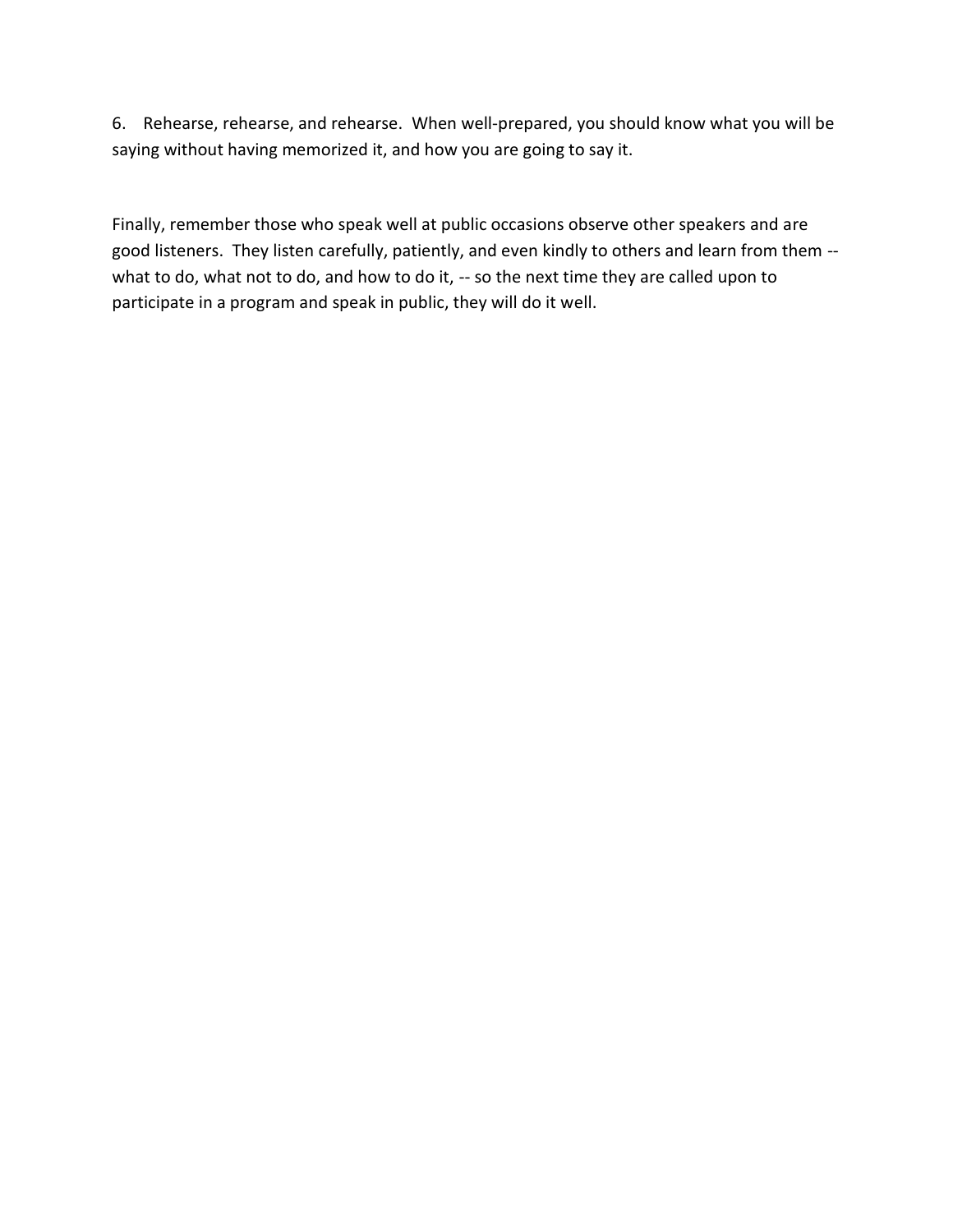6. Rehearse, rehearse, and rehearse. When well-prepared, you should know what you will be saying without having memorized it, and how you are going to say it.

Finally, remember those who speak well at public occasions observe other speakers and are good listeners. They listen carefully, patiently, and even kindly to others and learn from them -- what to do, what not to do, and how to do it, -- so the next time they are called upon to participate in a program and speak in public, they will do it well.